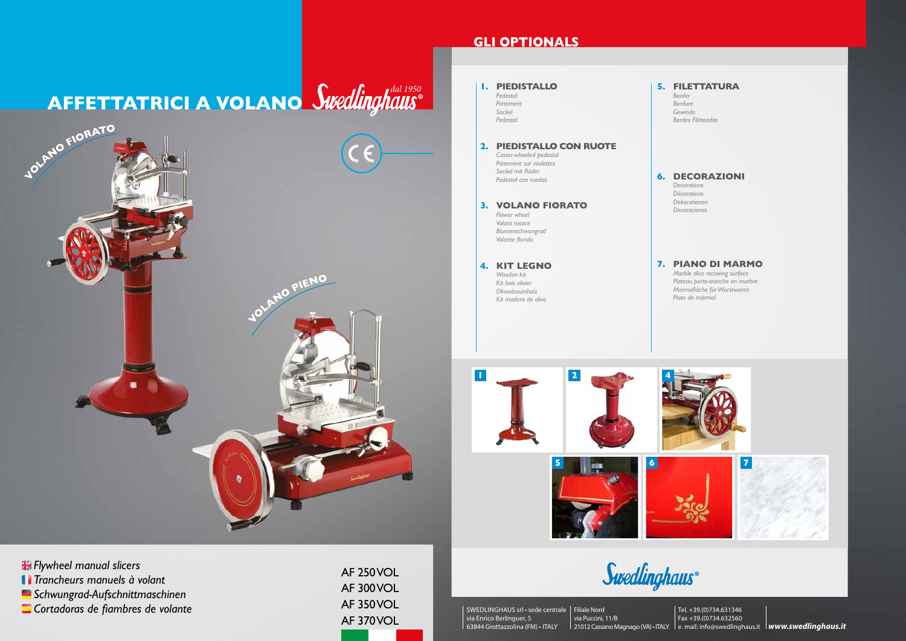# AFFETTATRICI A VOLANO Swedlinghaus® dal 1950

VOLANO FIORATO

VOLANO PIENO

Flywheel manual slicers
Trancheurs manuels à volant
Schwungrad-Aufschnittmaschinen
Cortadoras de fiambres de volante

AF 250 VOL
AF 300 VOL
AF 350 VOL
AF 370 VOL

## GLI OPTIONALS

**1. PIEDISTALLO**
*Pedestal*
*Piétement*
*Sockel*
*Pedestal*

**2. PIEDISTALLO CON RUOTE**
*Caster-wheeled pedestal*
*Piétement sur roulettes*
*Sockel mit Räder*
*Pedestal con ruedas*

**3. VOLANO FIORATO**
*Flower wheel*
*Volant rosace*
*Blumenschwungrad*
*Volante florido*

**4. KIT LEGNO**
*Wooden kit*
*Kit bois olivier*
*Olivenbaumholz*
*Kit madera de olivo*

**5. FILETTATURA**
*Border*
*Bordure*
*Gewinde*
*Bordes Fileteados*

**6. DECORAZIONI**
*Decorations*
*Décorations*
*Dekorationen*
*Decoraciones*

**7. PIANO DI MARMO**
*Marble slice receiving surface*
*Plateau porte-tranche en marbre*
*Marmofläche für Wurstwaren*
*Plato de mármol*

1 2 4 5 6 7

Swedlinghaus®

SWEDLINGHAUS srl • sede centrale
via Enrico Berlinguer, 5
63844 Grottazzolina (FM) • ITALY

Filiale Nord
via Puccini, 11/B
21012 Cassano Magnago (VA) • ITALY

Tel. +39.(0)734.631346
Fax +39.(0)734.632560
e. mail: info@swedlinghaus.it

**www.swedlinghaus.it**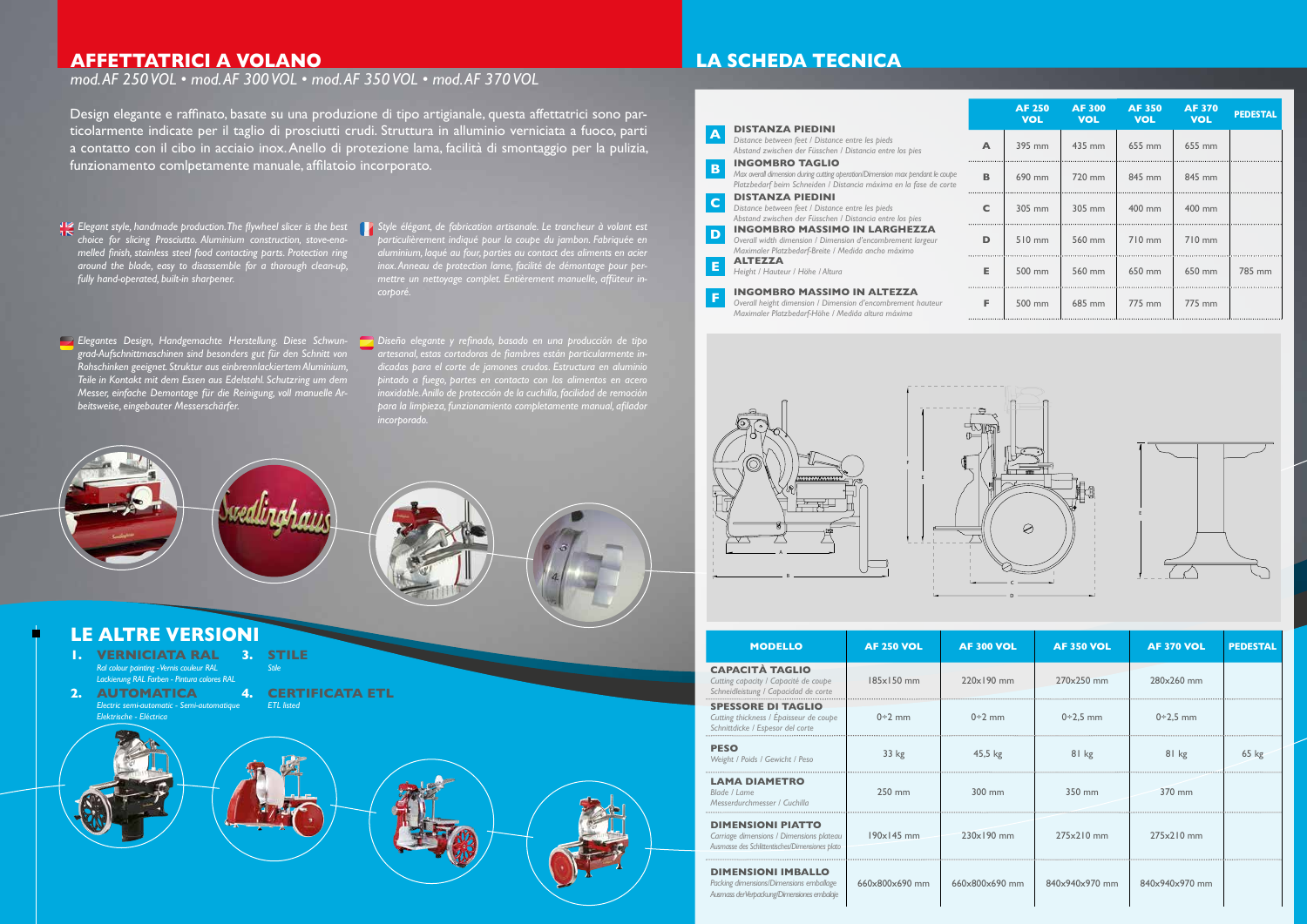## AFFETTATRICI A VOLANO

*mod. AF 250 VOL • mod. AF 300 VOL • mod. AF 350 VOL • mod. AF 370 VOL*

Design elegante e raffinato, basate su una produzione di tipo artigianale, questa affettatrici sono particolarmente indicate per il taglio di prosciutti crudi. Struttura in alluminio verniciata a fuoco, parti a contatto con il cibo in acciaio inox. Anello di protezione lama, facilità di smontaggio per la pulizia, funzionamento comlpetamente manuale, affilatoio incorporato.

*Elegant style, handmade production. The flywheel slicer is the best choice for slicing Prosciutto. Aluminium construction, stove-enamelled finish, stainless steel food contacting parts. Protection ring around the blade, easy to disassemble for a thorough clean-up, fully hand-operated, built-in sharpener.*

*Style élégant, de fabrication artisanale. Le trancheur à volant est particulièrement indiqué pour la coupe du jambon. Fabriquée en aluminium, laqué au four, parties au contact des aliments en acier inox. Anneau de protection lame, facilité de démontage pour permettre un nettoyage complet. Entièrement manuelle, affûteur incorporé.*

*Elegantes Design, Handgemachte Herstellung. Diese Schwungrad-Aufschnittmaschinen sind besonders gut für den Schnitt von Rohschinken geeignet. Struktur aus einbrennlackiertem Aluminium, Teile in Kontakt mit dem Essen aus Edelstahl. Schutzring um dem Messer, einfache Demontage für die Reinigung, voll manuelle Arbeitsweise, eingebauter Messerschärfer.*

*Diseño elegante y refinado, basado en una producción de tipo artesanal, estas cortadoras de fiambres están particularmente indicadas para el corte de jamones crudos. Estructura en aluminio pintado a fuego, partes en contacto con los alimentos en acero inoxidable. Anillo de protección de la cuchilla, facilidad de remoción para la limpieza, funcionamiento completamente manual, afilador incorporado.*

## LE ALTRE VERSIONI

1. **VERNICIATA RAL**
   *Ral colour painting - Vernis couleur RAL*
   *Lackierung RAL Farben - Pintura colores RAL*
2. **AUTOMATICA**
   *Electric semi-automatic - Semi-automatique*
   *Elektrische - Eléctrica*
3. **STILE**
   *Stile*
4. **CERTIFICATA ETL**
   *ETL listed*

## LA SCHEDA TECNICA

| | | AF 250 VOL | AF 300 VOL | AF 350 VOL | AF 370 VOL | PEDESTAL |
|---|---|---|---|---|---|---|
| **A** | **DISTANZA PIEDINI** *Distance between feet / Distance entre les pieds / Abstand zwischen der Füsschen / Distancia entre los pies* | 395 mm | 435 mm | 655 mm | 655 mm | |
| **B** | **INGOMBRO TAGLIO** *Max overall dimension during cutting operation/Dimension max pendant le coupe / Platzbedarf beim Schneiden / Distancia máxima en la fase de corte* | 690 mm | 720 mm | 845 mm | 845 mm | |
| **C** | **DISTANZA PIEDINI** *Distance between feet / Distance entre les pieds / Abstand zwischen der Füsschen / Distancia entre los pies* | 305 mm | 305 mm | 400 mm | 400 mm | |
| **D** | **INGOMBRO MASSIMO IN LARGHEZZA** *Overall width dimension / Dimension d'encombrement largeur / Maximaler Platzbedarf-Breite / Medida ancho máximo* | 510 mm | 560 mm | 710 mm | 710 mm | |
| **E** | **ALTEZZA** *Height / Hauteur / Höhe / Altura* | 500 mm | 560 mm | 650 mm | 650 mm | 785 mm |
| **F** | **INGOMBRO MASSIMO IN ALTEZZA** *Overall height dimension / Dimension d'encombrement hauteur / Maximaler Platzbedarf-Höhe / Medida altura máxima* | 500 mm | 685 mm | 775 mm | 775 mm | |

| MODELLO | AF 250 VOL | AF 300 VOL | AF 350 VOL | AF 370 VOL | PEDESTAL |
|---|---|---|---|---|---|
| **CAPACITÀ TAGLIO** *Cutting capacity / Capacité de coupe / Schneidleistung / Capacidad de corte* | 185x150 mm | 220x190 mm | 270x250 mm | 280x260 mm | |
| **SPESSORE DI TAGLIO** *Cutting thickness / Épaisseur de coupe / Schnittdicke / Espesor del corte* | 0÷2 mm | 0÷2 mm | 0÷2,5 mm | 0÷2,5 mm | |
| **PESO** *Weight / Poids / Gewicht / Peso* | 33 kg | 45,5 kg | 81 kg | 81 kg | 65 kg |
| **LAMA DIAMETRO** *Blade / Lame / Messerdurchmesser / Cuchilla* | 250 mm | 300 mm | 350 mm | 370 mm | |
| **DIMENSIONI PIATTO** *Carriage dimensions / Dimensions plateau / Ausmasse des Schlittentisches/Dimensiones plato* | 190x145 mm | 230x190 mm | 275x210 mm | 275x210 mm | |
| **DIMENSIONI IMBALLO** *Packing dimensions/Dimensions emballage / Ausmass der Verpackung/Dimensiones embalaje* | 660x800x690 mm | 660x800x690 mm | 840x940x970 mm | 840x940x970 mm | |